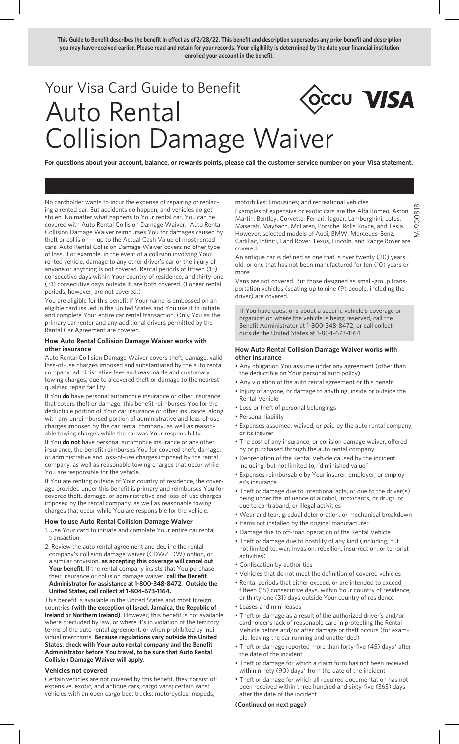**This Guide to Benefit describes the benefit in effect as of 2/28/22. This benefit and description supersedes any prior benefit and description you may have received earlier. Please read and retain for your records. Your eligibility is determined by the date your financial institution enrolled your account in the benefit.**

# Your Visa Card Guide to Benefit

# Auto Rental Collision Damage Waiver

**For questions about your account, balance, or rewards points, please call the customer service number on your Visa statement.**

No cardholder wants to incur the expense of repairing or replacing a rented car. But accidents do happen, and vehicles do get stolen. No matter what happens to Your rental car, You can be covered with Auto Rental Collision Damage Waiver. Auto Rental Collision Damage Waiver reimburses You for damages caused by theft or collision -- up to the Actual Cash Value of most rented cars. Auto Rental Collision Damage Waiver covers no other type of loss. For example, in the event of a collision involving Your rented vehicle, damage to any other driver's car or the injury of anyone or anything is not covered. Rental periods of fifteen (15) consecutive days within Your country of residence, and thirty-one (31) consecutive days outside it, are both covered. (Longer rental periods, however, are not covered.)

You are eligible for this benefit if Your name is embossed on an eligible card issued in the United States and You use it to initiate and complete Your entire car rental transaction. Only You as the primary car renter and any additional drivers permitted by the Rental Car Agreement are covered.

### How Auto Rental Collision Damage Waiver works with other insurance

Auto Rental Collision Damage Waiver covers theft, damage, valid loss-of-use charges imposed and substantiated by the auto rental company, administrative fees and reasonable and customary towing charges, due to a covered theft or damage to the nearest qualified repair facility.

If You **do** have personal automobile insurance or other insurance that covers theft or damage, this benefit reimburses You for the deductible portion of Your car insurance or other insurance, along with any unreimbursed portion of administrative and loss-of-use charges imposed by the car rental company, as well as reasonable towing charges while the car was Your responsibility.

If You **do not** have personal automobile insurance or any other insurance, the benefit reimburses You for covered theft, damage, or administrative and loss-of-use charges imposed by the rental company, as well as reasonable towing charges that occur while You are responsible for the vehicle.

If You are renting outside of Your country of residence, the coverage provided under this benefit is primary and reimburses You for covered theft, damage, or administrative and loss-of-use charges imposed by the rental company, as well as reasonable towing charges that occur while You are responsible for the vehicle.

### How to use Auto Rental Collision Damage Waiver

1. Use Your card to initiate and complete Your entire car rental transaction.
2. Review the auto rental agreement and decline the rental company's collision damage waiver (CDW/LDW) option, or a similar provision, **as accepting this coverage will cancel out Your benefit**. If the rental company insists that You purchase their insurance or collision damage waiver, **call the Benefit Administrator for assistance at 1-800-348-8472. Outside the United States, call collect at 1-804-673-1164.**

This benefit is available in the United States and most foreign countries **(with the exception of Israel, Jamaica, the Republic of Ireland or Northern Ireland)**. However, this benefit is not available where precluded by law, or where it's in violation of the territory terms of the auto rental agreement, or when prohibited by individual merchants. **Because regulations vary outside the United States, check with Your auto rental company and the Benefit Administrator before You travel, to be sure that Auto Rental Collision Damage Waiver will apply.**

### Vehicles not covered

Certain vehicles are not covered by this benefit, they consist of: expensive, exotic, and antique cars; cargo vans; certain vans; vehicles with an open cargo bed; trucks; motorcycles; mopeds; motorbikes; limousines; and recreational vehicles.

Examples of expensive or exotic cars are the Alfa Romeo, Aston Martin, Bentley, Corvette, Ferrari, Jaguar, Lamborghini, Lotus, Maserati, Maybach, McLaren, Porsche, Rolls Royce, and Tesla. However, selected models of Audi, BMW, Mercedes-Benz, Cadillac, Infiniti, Land Rover, Lexus, Lincoln, and Range Rover are covered.

An antique car is defined as one that is over twenty (20) years old, or one that has not been manufactured for ten (10) years or more.

Vans are not covered. But those designed as small-group transportation vehicles (seating up to nine (9) people, including the driver) are covered.

If You have questions about a specific vehicle's coverage or organization where the vehicle is being reserved, call the Benefit Administrator at 1-800-348-8472, or call collect outside the United States at 1-804-673-1164.

### How Auto Rental Collision Damage Waiver works with other insurance

- Any obligation You assume under any agreement (other than the deductible on Your personal auto policy)
- Any violation of the auto rental agreement or this benefit
- Injury of anyone, or damage to anything, inside or outside the Rental Vehicle
- Loss or theft of personal belongings
- Personal liability
- Expenses assumed, waived, or paid by the auto rental company, or its insurer
- The cost of any insurance, or collision damage waiver, offered by or purchased through the auto rental company
- Depreciation of the Rental Vehicle caused by the incident including, but not limited to, "diminished value"
- Expenses reimbursable by Your insurer, employer, or employer's insurance
- Theft or damage due to intentional acts, or due to the driver(s) being under the influence of alcohol, intoxicants, or drugs, or due to contraband, or illegal activities
- Wear and tear, gradual deterioration, or mechanical breakdown
- Items not installed by the original manufacturer
- Damage due to off-road operation of the Rental Vehicle
- Theft or damage due to hostility of any kind (including, but not limited to, war, invasion, rebellion, insurrection, or terrorist activities)
- Confiscation by authorities
- Vehicles that do not meet the definition of covered vehicles
- Rental periods that either exceed, or are intended to exceed, fifteen (15) consecutive days, within Your country of residence, or thirty-one (31) days outside Your country of residence
- Leases and mini leases
- Theft or damage as a result of the authorized driver's and/or cardholder's lack of reasonable care in protecting the Rental Vehicle before and/or after damage or theft occurs (for example, leaving the car running and unattended)
- Theft or damage reported more than forty-five (45) days* after the date of the incident
- Theft or damage for which a claim form has not been received within ninety (90) days* from the date of the incident
- Theft or damage for which all required documentation has not been received within three hundred and sixty-five (365) days after the date of the incident

**(Continued on next page)**

M-900818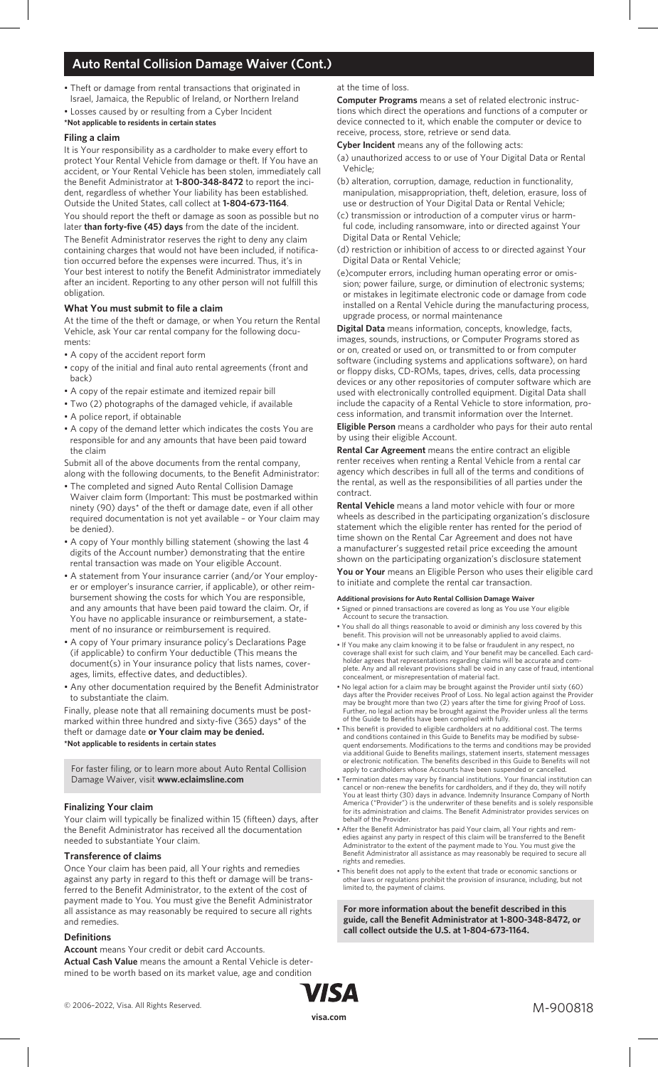## Auto Rental Collision Damage Waiver (Cont.)

- Theft or damage from rental transactions that originated in Israel, Jamaica, the Republic of Ireland, or Northern Ireland
- Losses caused by or resulting from a Cyber Incident

**\*Not applicable to residents in certain states**

### Filing a claim

It is Your responsibility as a cardholder to make every effort to protect Your Rental Vehicle from damage or theft. If You have an accident, or Your Rental Vehicle has been stolen, immediately call the Benefit Administrator at **1-800-348-8472** to report the incident, regardless of whether Your liability has been established. Outside the United States, call collect at **1-804-673-1164**.

You should report the theft or damage as soon as possible but no later **than forty-five (45) days** from the date of the incident.

The Benefit Administrator reserves the right to deny any claim containing charges that would not have been included, if notification occurred before the expenses were incurred. Thus, it's in Your best interest to notify the Benefit Administrator immediately after an incident. Reporting to any other person will not fulfill this obligation.

### What You must submit to file a claim

At the time of the theft or damage, or when You return the Rental Vehicle, ask Your car rental company for the following documents:

- A copy of the accident report form
- copy of the initial and final auto rental agreements (front and back)
- A copy of the repair estimate and itemized repair bill
- Two (2) photographs of the damaged vehicle, if available
- A police report, if obtainable
- A copy of the demand letter which indicates the costs You are responsible for and any amounts that have been paid toward the claim

Submit all of the above documents from the rental company, along with the following documents, to the Benefit Administrator:

- The completed and signed Auto Rental Collision Damage Waiver claim form (Important: This must be postmarked within ninety (90) days* of the theft or damage date, even if all other required documentation is not yet available – or Your claim may be denied).
- A copy of Your monthly billing statement (showing the last 4 digits of the Account number) demonstrating that the entire rental transaction was made on Your eligible Account.
- A statement from Your insurance carrier (and/or Your employer or employer's insurance carrier, if applicable), or other reimbursement showing the costs for which You are responsible, and any amounts that have been paid toward the claim. Or, if You have no applicable insurance or reimbursement, a statement of no insurance or reimbursement is required.
- A copy of Your primary insurance policy's Declarations Page (if applicable) to confirm Your deductible (This means the document(s) in Your insurance policy that lists names, coverages, limits, effective dates, and deductibles).
- Any other documentation required by the Benefit Administrator to substantiate the claim.

Finally, please note that all remaining documents must be postmarked within three hundred and sixty-five (365) days* of the theft or damage date **or Your claim may be denied.**

**\*Not applicable to residents in certain states**

For faster filing, or to learn more about Auto Rental Collision Damage Waiver, visit **www.eclaimsline.com**

### Finalizing Your claim

Your claim will typically be finalized within 15 (fifteen) days, after the Benefit Administrator has received all the documentation needed to substantiate Your claim.

### Transference of claims

Once Your claim has been paid, all Your rights and remedies against any party in regard to this theft or damage will be transferred to the Benefit Administrator, to the extent of the cost of payment made to You. You must give the Benefit Administrator all assistance as may reasonably be required to secure all rights and remedies.

### Definitions

**Account** means Your credit or debit card Accounts.

**Actual Cash Value** means the amount a Rental Vehicle is determined to be worth based on its market value, age and condition at the time of loss.

**Computer Programs** means a set of related electronic instructions which direct the operations and functions of a computer or device connected to it, which enable the computer or device to receive, process, store, retrieve or send data.

**Cyber Incident** means any of the following acts:

(a) unauthorized access to or use of Your Digital Data or Rental Vehicle;

(b) alteration, corruption, damage, reduction in functionality, manipulation, misappropriation, theft, deletion, erasure, loss of use or destruction of Your Digital Data or Rental Vehicle;

(c) transmission or introduction of a computer virus or harmful code, including ransomware, into or directed against Your Digital Data or Rental Vehicle;

(d) restriction or inhibition of access to or directed against Your Digital Data or Rental Vehicle;

(e)computer errors, including human operating error or omission; power failure, surge, or diminution of electronic systems; or mistakes in legitimate electronic code or damage from code installed on a Rental Vehicle during the manufacturing process, upgrade process, or normal maintenance

**Digital Data** means information, concepts, knowledge, facts, images, sounds, instructions, or Computer Programs stored as or on, created or used on, or transmitted to or from computer software (including systems and applications software), on hard or floppy disks, CD-ROMs, tapes, drives, cells, data processing devices or any other repositories of computer software which are used with electronically controlled equipment. Digital Data shall include the capacity of a Rental Vehicle to store information, process information, and transmit information over the Internet.

**Eligible Person** means a cardholder who pays for their auto rental by using their eligible Account.

**Rental Car Agreement** means the entire contract an eligible renter receives when renting a Rental Vehicle from a rental car agency which describes in full all of the terms and conditions of the rental, as well as the responsibilities of all parties under the contract.

**Rental Vehicle** means a land motor vehicle with four or more wheels as described in the participating organization's disclosure statement which the eligible renter has rented for the period of time shown on the Rental Car Agreement and does not have a manufacturer's suggested retail price exceeding the amount shown on the participating organization's disclosure statement

**You or Your** means an Eligible Person who uses their eligible card to initiate and complete the rental car transaction.

#### Additional provisions for Auto Rental Collision Damage Waiver

- Signed or pinned transactions are covered as long as You use Your eligible Account to secure the transaction.
- You shall do all things reasonable to avoid or diminish any loss covered by this benefit. This provision will not be unreasonably applied to avoid claims.
- If You make any claim knowing it to be false or fraudulent in any respect, no coverage shall exist for such claim, and Your benefit may be cancelled. Each cardholder agrees that representations regarding claims will be accurate and complete. Any and all relevant provisions shall be void in any case of fraud, intentional concealment, or misrepresentation of material fact.
- No legal action for a claim may be brought against the Provider until sixty (60) days after the Provider receives Proof of Loss. No legal action against the Provider may be brought more than two (2) years after the time for giving Proof of Loss. Further, no legal action may be brought against the Provider unless all the terms of the Guide to Benefits have been complied with fully.
- This benefit is provided to eligible cardholders at no additional cost. The terms and conditions contained in this Guide to Benefits may be modified by subsequent endorsements. Modifications to the terms and conditions may be provided via additional Guide to Benefits mailings, statement inserts, statement messages or electronic notification. The benefits described in this Guide to Benefits will not apply to cardholders whose Accounts have been suspended or cancelled.
- Termination dates may vary by financial institutions. Your financial institution can cancel or non-renew the benefits for cardholders, and if they do, they will notify You at least thirty (30) days in advance. Indemnity Insurance Company of North America ("Provider") is the underwriter of these benefits and is solely responsible for its administration and claims. The Benefit Administrator provides services on behalf of the Provider.
- After the Benefit Administrator has paid Your claim, all Your rights and remedies against any party in respect of this claim will be transferred to the Benefit Administrator to the extent of the payment made to You. You must give the Benefit Administrator all assistance as may reasonably be required to secure all rights and remedies.
- This benefit does not apply to the extent that trade or economic sanctions or other laws or regulations prohibit the provision of insurance, including, but not limited to, the payment of claims.

**For more information about the benefit described in this guide, call the Benefit Administrator at 1-800-348-8472, or call collect outside the U.S. at 1-804-673-1164.**

© 2006–2022, Visa. All Rights Reserved.

VISA

visa.com

M-900818